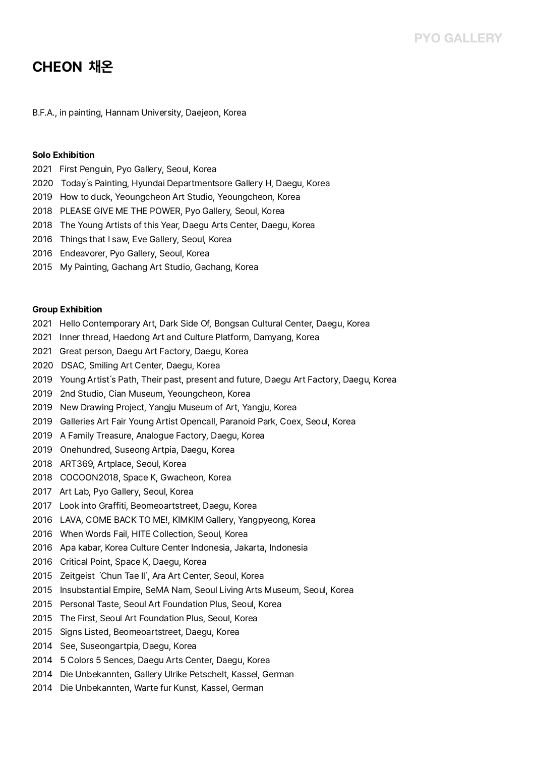# CHEON 채온

B.F.A., in painting, Hannam University, Daejeon, Korea

**Solo Exhibition**

2021 First Penguin, Pyo Gallery, Seoul, Korea
2020 Today´s Painting, Hyundai Departmentsore Gallery H, Daegu, Korea
2019 How to duck, Yeoungcheon Art Studio, Yeoungcheon, Korea
2018 PLEASE GIVE ME THE POWER, Pyo Gallery, Seoul, Korea
2018 The Young Artists of this Year, Daegu Arts Center, Daegu, Korea
2016 Things that I saw, Eve Gallery, Seoul, Korea
2016 Endeavorer, Pyo Gallery, Seoul, Korea
2015 My Painting, Gachang Art Studio, Gachang, Korea

**Group Exhibition**

2021 Hello Contemporary Art, Dark Side Of, Bongsan Cultural Center, Daegu, Korea
2021 Inner thread, Haedong Art and Culture Platform, Damyang, Korea
2021 Great person, Daegu Art Factory, Daegu, Korea
2020 DSAC, Smiling Art Center, Daegu, Korea
2019 Young Artist´s Path, Their past, present and future, Daegu Art Factory, Daegu, Korea
2019 2nd Studio, Cian Museum, Yeoungcheon, Korea
2019 New Drawing Project, Yangju Museum of Art, Yangju, Korea
2019 Galleries Art Fair Young Artist Opencall, Paranoid Park, Coex, Seoul, Korea
2019 A Family Treasure, Analogue Factory, Daegu, Korea
2019 Onehundred, Suseong Artpia, Daegu, Korea
2018 ART369, Artplace, Seoul, Korea
2018 COCOON2018, Space K, Gwacheon, Korea
2017 Art Lab, Pyo Gallery, Seoul, Korea
2017 Look into Graffiti, Beomeoartstreet, Daegu, Korea
2016 LAVA, COME BACK TO ME!, KIMKIM Gallery, Yangpyeong, Korea
2016 When Words Fail, HITE Collection, Seoul, Korea
2016 Apa kabar, Korea Culture Center Indonesia, Jakarta, Indonesia
2016 Critical Point, Space K, Daegu, Korea
2015 Zeitgeist ´Chun Tae Il´, Ara Art Center, Seoul, Korea
2015 Insubstantial Empire, SeMA Nam, Seoul Living Arts Museum, Seoul, Korea
2015 Personal Taste, Seoul Art Foundation Plus, Seoul, Korea
2015 The First, Seoul Art Foundation Plus, Seoul, Korea
2015 Signs Listed, Beomeoartstreet, Daegu, Korea
2014 See, Suseongartpia, Daegu, Korea
2014 5 Colors 5 Sences, Daegu Arts Center, Daegu, Korea
2014 Die Unbekannten, Gallery Ulrike Petschelt, Kassel, German
2014 Die Unbekannten, Warte fur Kunst, Kassel, German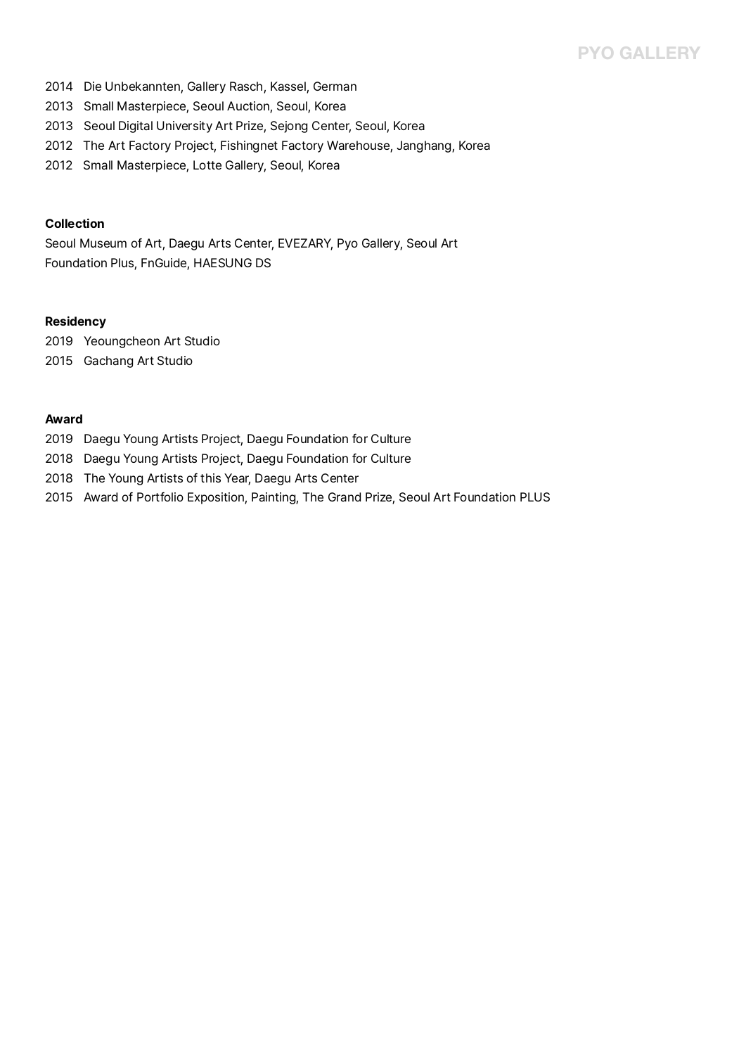2014 Die Unbekannten, Gallery Rasch, Kassel, German

2013 Small Masterpiece, Seoul Auction, Seoul, Korea

2013 Seoul Digital University Art Prize, Sejong Center, Seoul, Korea

2012 The Art Factory Project, Fishingnet Factory Warehouse, Janghang, Korea

2012 Small Masterpiece, Lotte Gallery, Seoul, Korea

**Collection**

Seoul Museum of Art, Daegu Arts Center, EVEZARY, Pyo Gallery, Seoul Art Foundation Plus, FnGuide, HAESUNG DS

**Residency**

2019 Yeoungcheon Art Studio

2015 Gachang Art Studio

**Award**

2019 Daegu Young Artists Project, Daegu Foundation for Culture

2018 Daegu Young Artists Project, Daegu Foundation for Culture

2018 The Young Artists of this Year, Daegu Arts Center

2015 Award of Portfolio Exposition, Painting, The Grand Prize, Seoul Art Foundation PLUS